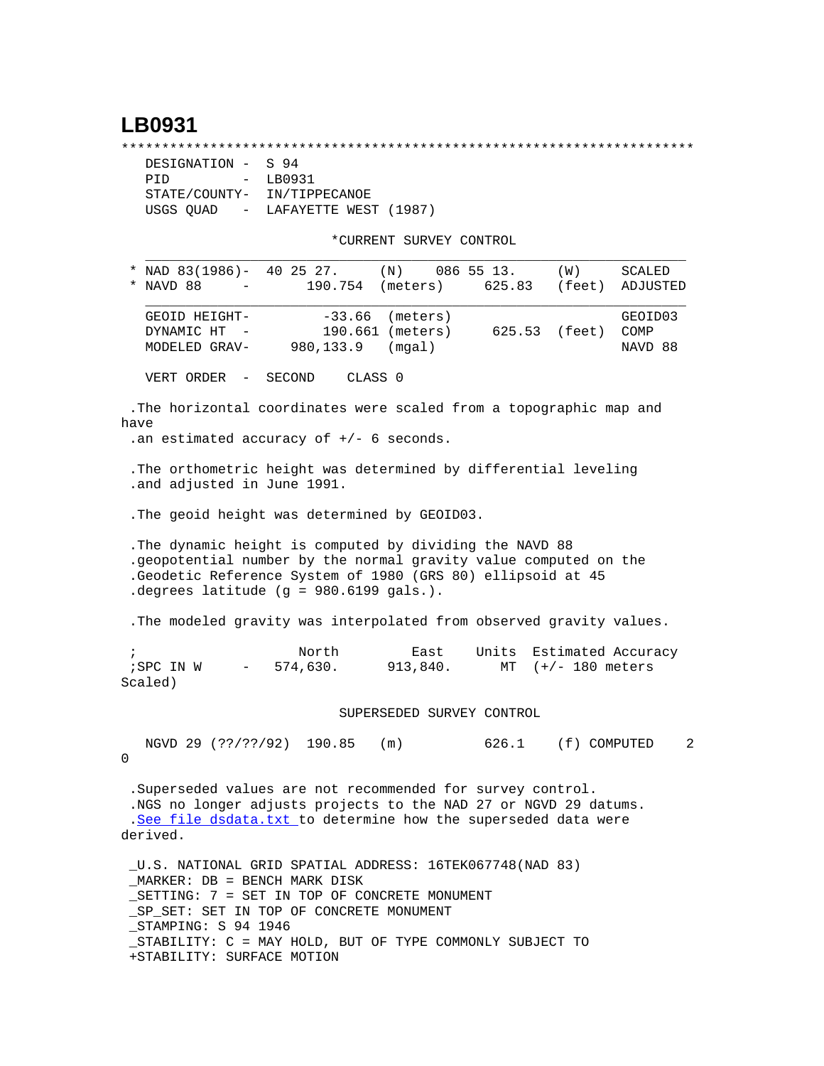# LB0931

```
***********************************************************************
   DESIGNATION -  S 94
   PID         -  LB0931
   STATE/COUNTY-  IN/TIPPECANOE
   USGS QUAD   -  LAFAYETTE WEST (1987)

                         *CURRENT SURVEY CONTROL
   ___________________________________________________________________
 * NAD 83(1986)-  40 25 27.     (N)    086 55 13.     (W)     SCALED
 * NAVD 88     -       190.754  (meters)     625.83   (feet)  ADJUSTED
   ___________________________________________________________________
   GEOID HEIGHT-        -33.66  (meters)                      GEOID03
   DYNAMIC HT  -        190.661 (meters)      625.53  (feet)  COMP
   MODELED GRAV-     980,133.9  (mgal)                        NAVD 88

   VERT ORDER  -  SECOND     CLASS 0

 .The horizontal coordinates were scaled from a topographic map and
have
 .an estimated accuracy of +/- 6 seconds.

 .The orthometric height was determined by differential leveling
 .and adjusted in June 1991.

 .The geoid height was determined by GEOID03.

 .The dynamic height is computed by dividing the NAVD 88
 .geopotential number by the normal gravity value computed on the
 .Geodetic Reference System of 1980 (GRS 80) ellipsoid at 45
 .degrees latitude (g = 980.6199 gals.).

 .The modeled gravity was interpolated from observed gravity values.

 ;                   North         East     Units  Estimated Accuracy
 ;SPC IN W     -   574,630.      913,840.     MT  (+/- 180 meters
Scaled)

                          SUPERSEDED SURVEY CONTROL

   NGVD 29 (??/??/92)  190.85   (m)          626.1    (f) COMPUTED    2
0

 .Superseded values are not recommended for survey control.
 .NGS no longer adjusts projects to the NAD 27 or NGVD 29 datums.
 .See file dsdata.txt to determine how the superseded data were
derived.

 _U.S. NATIONAL GRID SPATIAL ADDRESS: 16TEK067748(NAD 83)
 _MARKER: DB = BENCH MARK DISK
 _SETTING: 7 = SET IN TOP OF CONCRETE MONUMENT
 _SP_SET: SET IN TOP OF CONCRETE MONUMENT
 _STAMPING: S 94 1946
 _STABILITY: C = MAY HOLD, BUT OF TYPE COMMONLY SUBJECT TO
 +STABILITY: SURFACE MOTION
```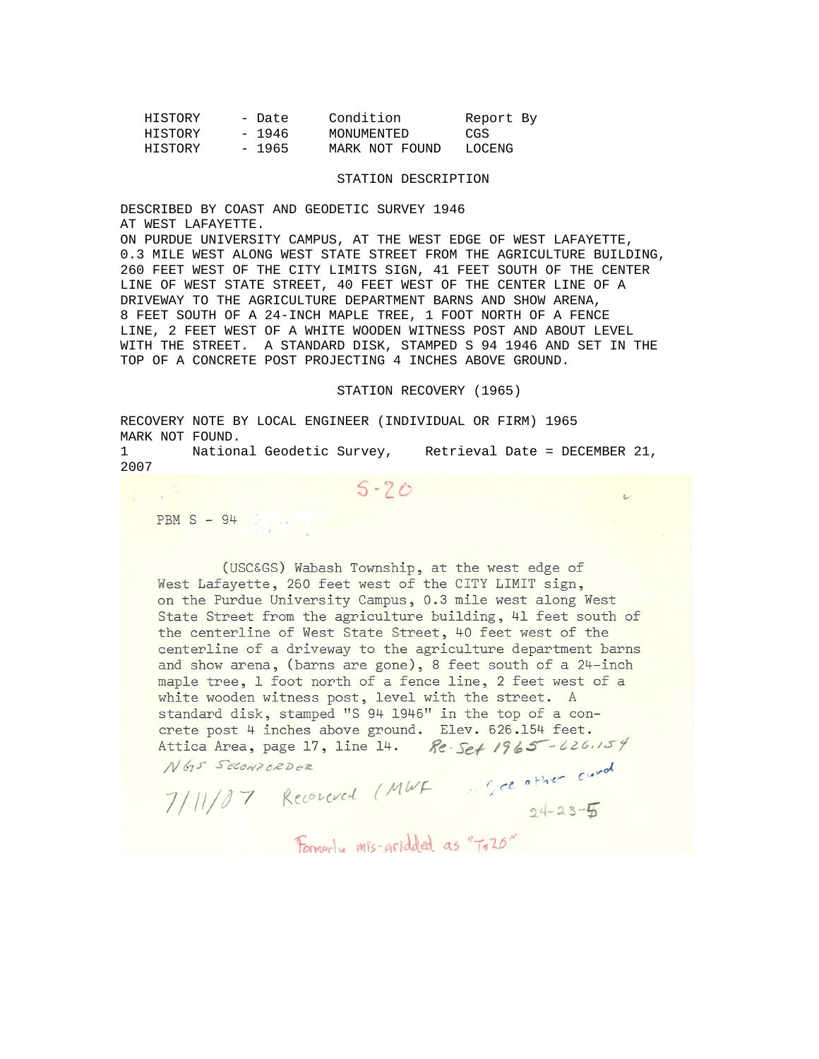| HISTORY | - Date | Condition | Report By |
|---|---|---|---|
| HISTORY | - 1946 | MONUMENTED | CGS |
| HISTORY | - 1965 | MARK NOT FOUND | LOCENG |

## STATION DESCRIPTION

DESCRIBED BY COAST AND GEODETIC SURVEY 1946
AT WEST LAFAYETTE.
ON PURDUE UNIVERSITY CAMPUS, AT THE WEST EDGE OF WEST LAFAYETTE, 0.3 MILE WEST ALONG WEST STATE STREET FROM THE AGRICULTURE BUILDING, 260 FEET WEST OF THE CITY LIMITS SIGN, 41 FEET SOUTH OF THE CENTER LINE OF WEST STATE STREET, 40 FEET WEST OF THE CENTER LINE OF A DRIVEWAY TO THE AGRICULTURE DEPARTMENT BARNS AND SHOW ARENA, 8 FEET SOUTH OF A 24-INCH MAPLE TREE, 1 FOOT NORTH OF A FENCE LINE, 2 FEET WEST OF A WHITE WOODEN WITNESS POST AND ABOUT LEVEL WITH THE STREET. A STANDARD DISK, STAMPED S 94 1946 AND SET IN THE TOP OF A CONCRETE POST PROJECTING 4 INCHES ABOVE GROUND.

## STATION RECOVERY (1965)

RECOVERY NOTE BY LOCAL ENGINEER (INDIVIDUAL OR FIRM) 1965
MARK NOT FOUND.

S-20

PBM S - 94

(USC&GS) Wabash Township, at the west edge of West Lafayette, 260 feet west of the CITY LIMIT sign, on the Purdue University Campus, 0.3 mile west along West State Street from the agriculture building, 41 feet south of the centerline of West State Street, 40 feet west of the centerline of a driveway to the agriculture department barns and show arena, (barns are gone), 8 feet south of a 24-inch maple tree, 1 foot north of a fence line, 2 feet west of a white wooden witness post, level with the street. A standard disk, stamped "S 94 1946" in the top of a concrete post 4 inches above ground. Elev. 626.154 feet. Attica Area, page 17, line 14. Re-Set 1965 - 626.154

NGS SECOND ORDER

7/11/07 Recovered (MWF ; see other card

24-23-5

Formerly mis-gridded as "T-20"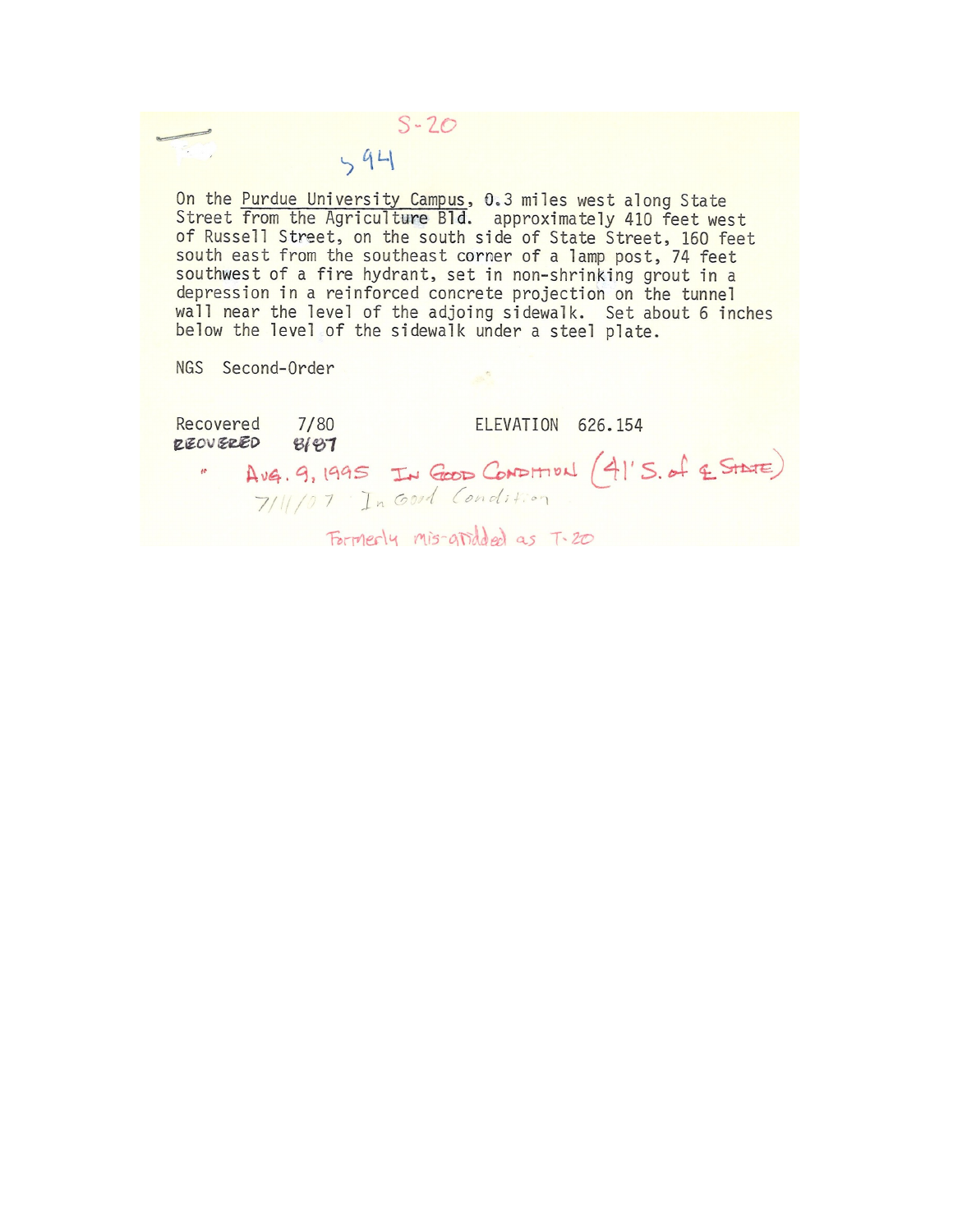S-20

S94

On the Purdue University Campus, 0.3 miles west along State Street from the Agriculture Bld. approximately 410 feet west of Russell Street, on the south side of State Street, 160 feet south east from the southeast corner of a lamp post, 74 feet southwest of a fire hydrant, set in non-shrinking grout in a depression in a reinforced concrete projection on the tunnel wall near the level of the adjoing sidewalk. Set about 6 inches below the level of the sidewalk under a steel plate.

NGS Second-Order

Recovered 7/80 ELEVATION 626.154

RECOVERED 8/87

" AUG. 9, 1995 IN GOOD CONDITION (41' S. of ℄ STATE)

7/11/07 In Good Condition

Formerly mis-gridded as T-20